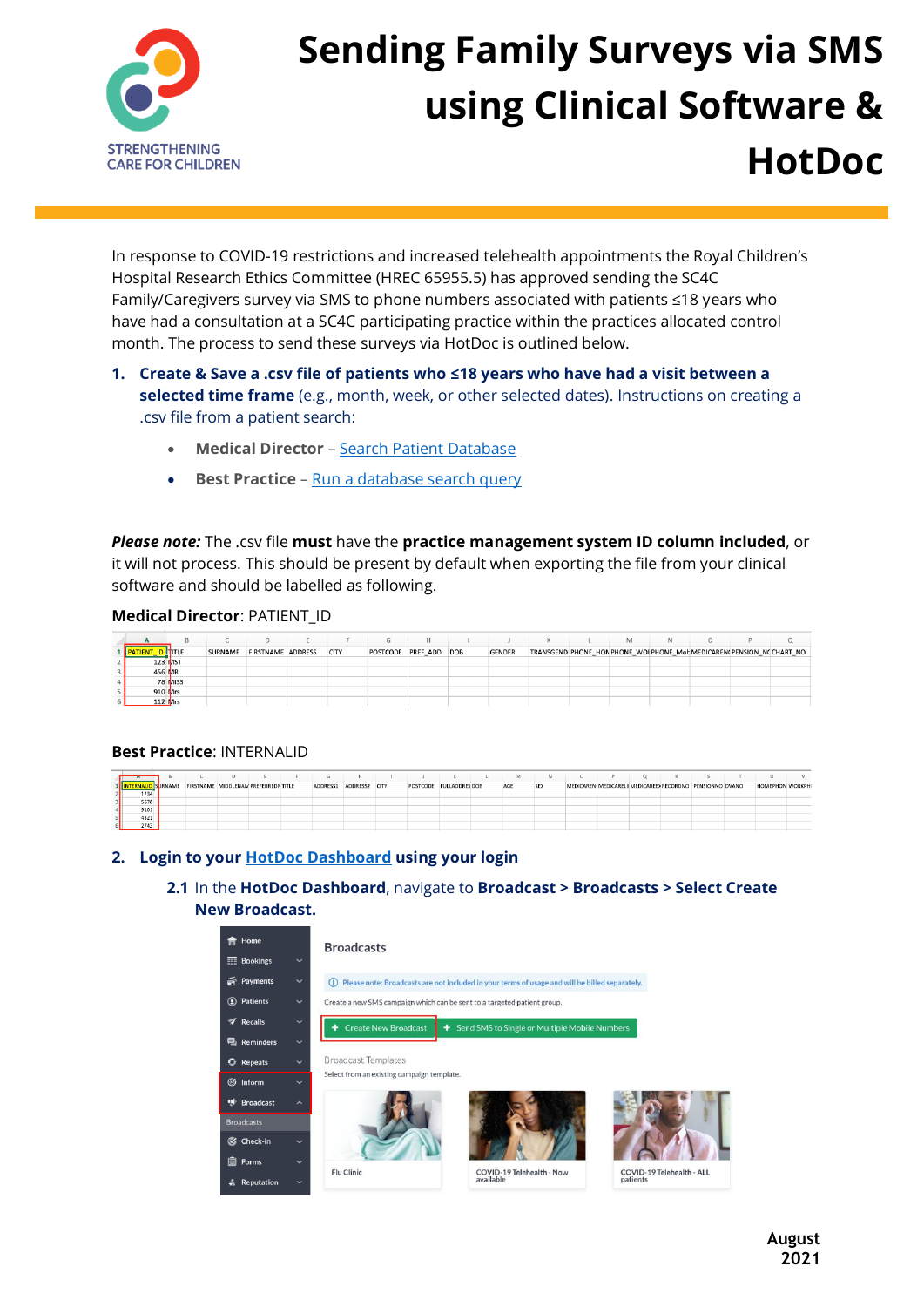# Sending Family Surveys via SMS using Clinical Software & HotDoc

STRENGTHENING CARE FOR CHILDREN

In response to COVID-19 restrictions and increased telehealth appointments the Royal Children's Hospital Research Ethics Committee (HREC 65955.5) has approved sending the SC4C Family/Caregivers survey via SMS to phone numbers associated with patients ≤18 years who have had a consultation at a SC4C participating practice within the practices allocated control month. The process to send these surveys via HotDoc is outlined below.

1. **Create & Save a .csv file of patients who ≤18 years who have had a visit between a selected time frame** (e.g., month, week, or other selected dates). Instructions on creating a .csv file from a patient search:
   - **Medical Director** – Search Patient Database
   - **Best Practice** – Run a database search query

***Please note:*** The .csv file **must** have the **practice management system ID column included**, or it will not process. This should be present by default when exporting the file from your clinical software and should be labelled as following.

**Medical Director**: PATIENT_ID

| | A | B | C | D | E | F | G | H | I | J | K | L | M | N | O | P | Q |
|---|---|---|---|---|---|---|---|---|---|---|---|---|---|---|---|---|---|
| 1 | PATIENT_ID | TITLE | SURNAME | FIRSTNAME | ADDRESS | CITY | POSTCODE | PREF_ADD | DOB | GENDER | TRANSGEND | PHONE_HON | PHONE_WOI | PHONE_Mol | MEDICAREN( | PENSION_NC | CHART_NO |
| 2 | 123 | MST | | | | | | | | | | | | | | | |
| 3 | 456 | MR | | | | | | | | | | | | | | | |
| 4 | 78 | MISS | | | | | | | | | | | | | | | |
| 5 | 910 | Mrs | | | | | | | | | | | | | | | |
| 6 | 112 | Mrs | | | | | | | | | | | | | | | |

**Best Practice**: INTERNALID

| | A | B | C | D | E | F | G | H | I | J | K | L | M | N | O | P | Q | R | S | T | U | V |
|---|---|---|---|---|---|---|---|---|---|---|---|---|---|---|---|---|---|---|---|---|---|---|
| 1 | INTERNALID | SURNAME | FIRSTNAME | MIDDLENAM | PREFERREDN | TITLE | ADDRESS1 | ADDRESS2 | CITY | POSTCODE | FULLADDRES | DOB | AGE | SEX | MEDICAREN | MEDICARELI | MEDICAREEX | RECORDNO | PENSIONNO | DVANO | HOMEPHON | WORKPH |
| 2 | 1234 | | | | | | | | | | | | | | | | | | | | | |
| 3 | 5678 | | | | | | | | | | | | | | | | | | | | | |
| 4 | 9101 | | | | | | | | | | | | | | | | | | | | | |
| 5 | 4321 | | | | | | | | | | | | | | | | | | | | | |
| 6 | 2743 | | | | | | | | | | | | | | | | | | | | | |

2. **Login to your HotDoc Dashboard using your login**

   **2.1** In the **HotDoc Dashboard**, navigate to **Broadcast > Broadcasts > Select Create New Broadcast.**

Home
Bookings
Payments
Patients
Recalls
Reminders
Repeats
Inform
Broadcast
Broadcasts
Check-in
Forms
Reputation

Broadcasts

Please note: Broadcasts are not included in your terms of usage and will be billed separately.

Create a new SMS campaign which can be sent to a targeted patient group.

+ Create New Broadcast    + Send SMS to Single or Multiple Mobile Numbers

Broadcast Templates

Select from an existing campaign template.

Flu Clinic | COVID-19 Telehealth - Now available | COVID-19 Telehealth - ALL patients

August 2021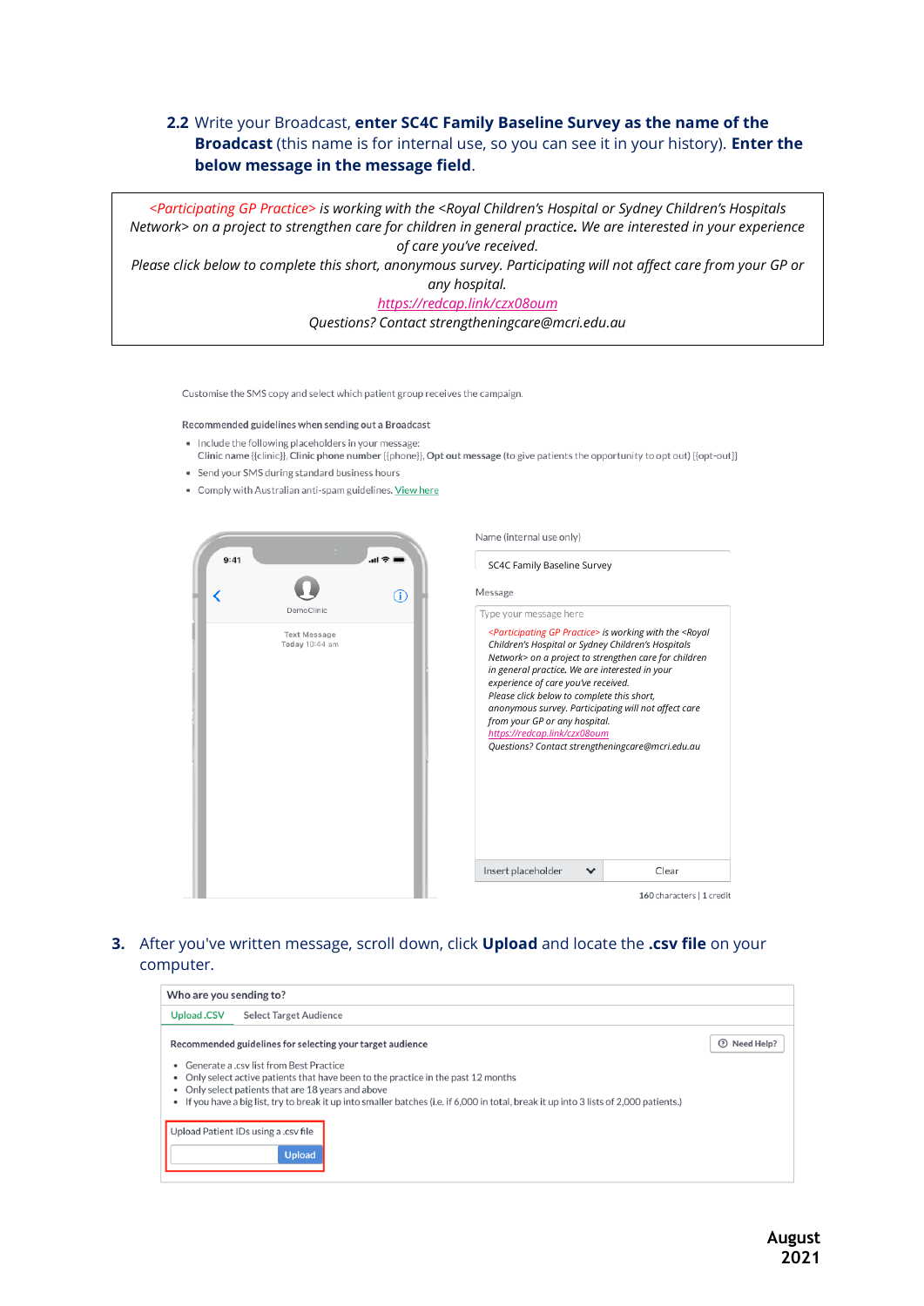**2.2** Write your Broadcast, **enter SC4C Family Baseline Survey as the name of the Broadcast** (this name is for internal use, so you can see it in your history). **Enter the below message in the message field**.

> *<Participating GP Practice> is working with the <Royal Children's Hospital or Sydney Children's Hospitals Network> on a project to strengthen care for children in general practice. We are interested in your experience of care you've received.*
>
> *Please click below to complete this short, anonymous survey. Participating will not affect care from your GP or any hospital.*
>
> *https://redcap.link/czx08oum*
>
> *Questions? Contact strengtheningcare@mcri.edu.au*

Customise the SMS copy and select which patient group receives the campaign.

**Recommended guidelines when sending out a Broadcast**

- Include the following placeholders in your message:
  **Clinic name** {{clinic}}, **Clinic phone number** {{phone}}, **Opt out message** (to give patients the opportunity to opt out) {{opt-out}}
- Send your SMS during standard business hours
- Comply with Australian anti-spam guidelines. View here

9:41

DemoClinic

Text Message
Today 10:44 am

Name (internal use only)

SC4C Family Baseline Survey

Message

Type your message here

*<Participating GP Practice> is working with the <Royal Children's Hospital or Sydney Children's Hospitals Network> on a project to strengthen care for children in general practice. We are interested in your experience of care you've received.*
*Please click below to complete this short, anonymous survey. Participating will not affect care from your GP or any hospital.*
*https://redcap.link/czx08oum*
*Questions? Contact strengtheningcare@mcri.edu.au*

Insert placeholder | Clear

160 characters | 1 credit

**3.** After you've written message, scroll down, click **Upload** and locate the **.csv file** on your computer.

**Who are you sending to?**

Upload .CSV | Select Target Audience

**Recommended guidelines for selecting your target audience**

Need Help?

- Generate a .csv list from Best Practice
- Only select active patients that have been to the practice in the past 12 months
- Only select patients that are 18 years and above
- If you have a big list, try to break it up into smaller batches (i.e. if 6,000 in total, break it up into 3 lists of 2,000 patients.)

Upload Patient IDs using a .csv file

Upload

August 2021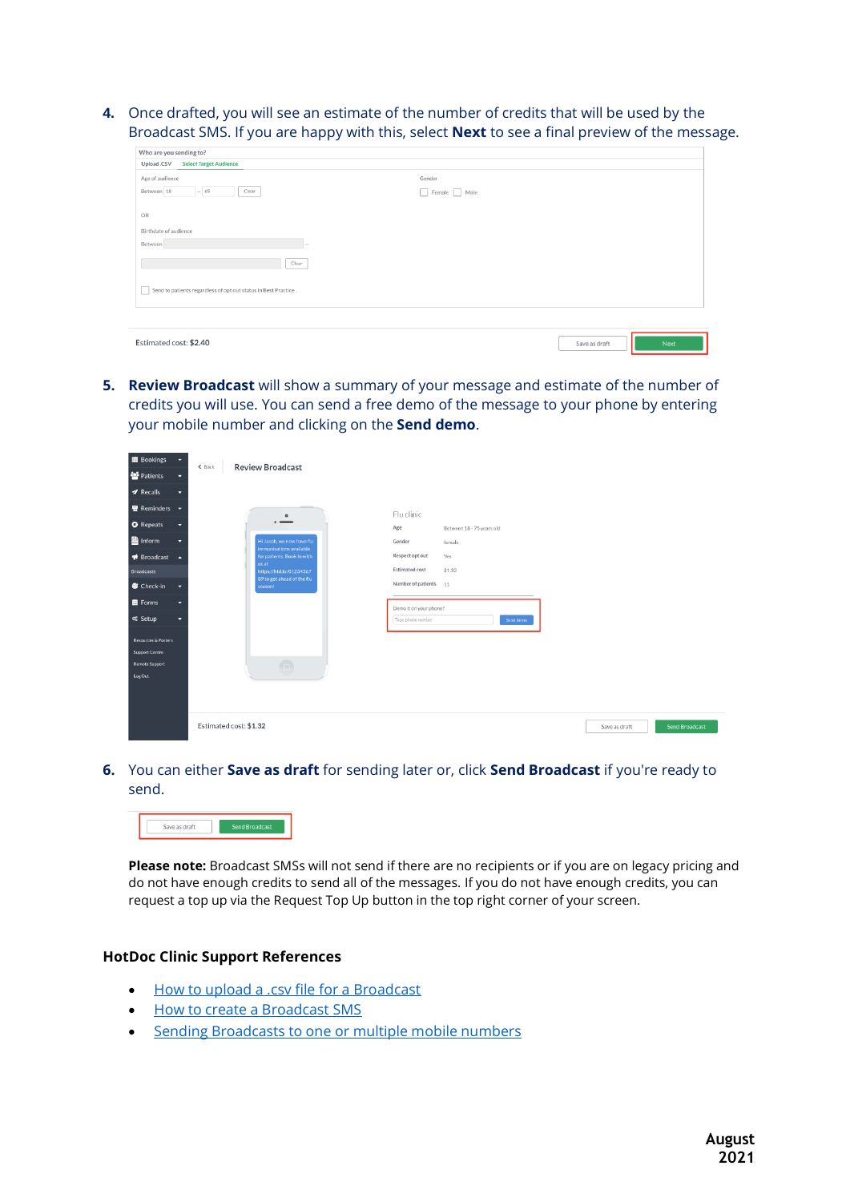4. Once drafted, you will see an estimate of the number of credits that will be used by the Broadcast SMS. If you are happy with this, select **Next** to see a final preview of the message.

5. **Review Broadcast** will show a summary of your message and estimate of the number of credits you will use. You can send a free demo of the message to your phone by entering your mobile number and clicking on the **Send demo**.

6. You can either **Save as draft** for sending later or, click **Send Broadcast** if you're ready to send.

**Please note:** Broadcast SMSs will not send if there are no recipients or if you are on legacy pricing and do not have enough credits to send all of the messages. If you do not have enough credits, you can request a top up via the Request Top Up button in the top right corner of your screen.

### HotDoc Clinic Support References

- How to upload a .csv file for a Broadcast
- How to create a Broadcast SMS
- Sending Broadcasts to one or multiple mobile numbers

August 2021